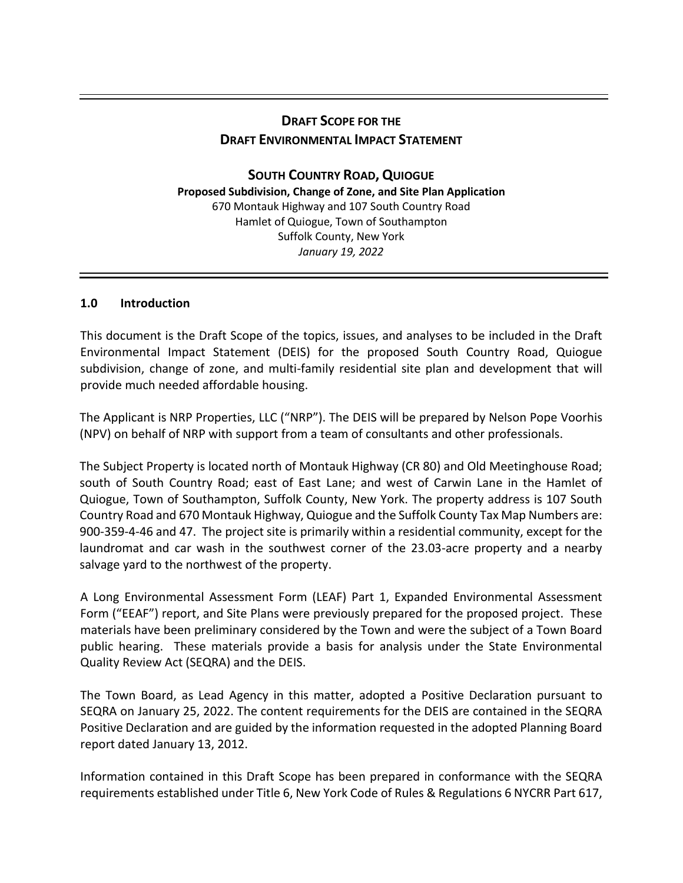# DRAFT SCOPE FOR THE DRAFT ENVIRONMENTAL IMPACT STATEMENT

## SOUTH COUNTRY ROAD, QUIOGUE

**Proposed Subdivision, Change of Zone, and Site Plan Application**

670 Montauk Highway and 107 South Country Road
Hamlet of Quiogue, Town of Southampton
Suffolk County, New York
*January 19, 2022*

### 1.0 Introduction

This document is the Draft Scope of the topics, issues, and analyses to be included in the Draft Environmental Impact Statement (DEIS) for the proposed South Country Road, Quiogue subdivision, change of zone, and multi-family residential site plan and development that will provide much needed affordable housing.

The Applicant is NRP Properties, LLC ("NRP"). The DEIS will be prepared by Nelson Pope Voorhis (NPV) on behalf of NRP with support from a team of consultants and other professionals.

The Subject Property is located north of Montauk Highway (CR 80) and Old Meetinghouse Road; south of South Country Road; east of East Lane; and west of Carwin Lane in the Hamlet of Quiogue, Town of Southampton, Suffolk County, New York. The property address is 107 South Country Road and 670 Montauk Highway, Quiogue and the Suffolk County Tax Map Numbers are: 900-359-4-46 and 47. The project site is primarily within a residential community, except for the laundromat and car wash in the southwest corner of the 23.03-acre property and a nearby salvage yard to the northwest of the property.

A Long Environmental Assessment Form (LEAF) Part 1, Expanded Environmental Assessment Form ("EEAF") report, and Site Plans were previously prepared for the proposed project. These materials have been preliminary considered by the Town and were the subject of a Town Board public hearing. These materials provide a basis for analysis under the State Environmental Quality Review Act (SEQRA) and the DEIS.

The Town Board, as Lead Agency in this matter, adopted a Positive Declaration pursuant to SEQRA on January 25, 2022. The content requirements for the DEIS are contained in the SEQRA Positive Declaration and are guided by the information requested in the adopted Planning Board report dated January 13, 2012.

Information contained in this Draft Scope has been prepared in conformance with the SEQRA requirements established under Title 6, New York Code of Rules & Regulations 6 NYCRR Part 617,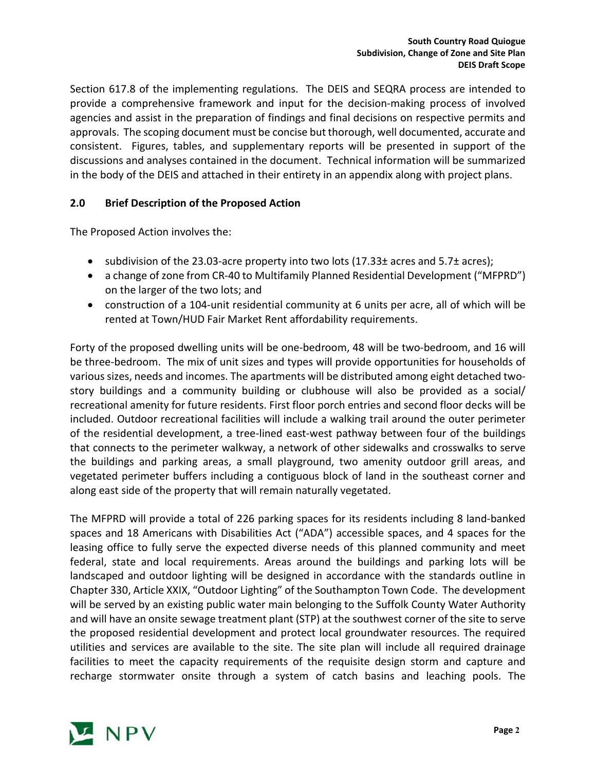Section 617.8 of the implementing regulations. The DEIS and SEQRA process are intended to provide a comprehensive framework and input for the decision-making process of involved agencies and assist in the preparation of findings and final decisions on respective permits and approvals. The scoping document must be concise but thorough, well documented, accurate and consistent. Figures, tables, and supplementary reports will be presented in support of the discussions and analyses contained in the document. Technical information will be summarized in the body of the DEIS and attached in their entirety in an appendix along with project plans.

## 2.0 Brief Description of the Proposed Action

The Proposed Action involves the:

- subdivision of the 23.03-acre property into two lots (17.33± acres and 5.7± acres);
- a change of zone from CR-40 to Multifamily Planned Residential Development ("MFPRD") on the larger of the two lots; and
- construction of a 104-unit residential community at 6 units per acre, all of which will be rented at Town/HUD Fair Market Rent affordability requirements.

Forty of the proposed dwelling units will be one-bedroom, 48 will be two-bedroom, and 16 will be three-bedroom. The mix of unit sizes and types will provide opportunities for households of various sizes, needs and incomes. The apartments will be distributed among eight detached two-story buildings and a community building or clubhouse will also be provided as a social/ recreational amenity for future residents. First floor porch entries and second floor decks will be included. Outdoor recreational facilities will include a walking trail around the outer perimeter of the residential development, a tree-lined east-west pathway between four of the buildings that connects to the perimeter walkway, a network of other sidewalks and crosswalks to serve the buildings and parking areas, a small playground, two amenity outdoor grill areas, and vegetated perimeter buffers including a contiguous block of land in the southeast corner and along east side of the property that will remain naturally vegetated.

The MFPRD will provide a total of 226 parking spaces for its residents including 8 land-banked spaces and 18 Americans with Disabilities Act ("ADA") accessible spaces, and 4 spaces for the leasing office to fully serve the expected diverse needs of this planned community and meet federal, state and local requirements. Areas around the buildings and parking lots will be landscaped and outdoor lighting will be designed in accordance with the standards outline in Chapter 330, Article XXIX, "Outdoor Lighting" of the Southampton Town Code. The development will be served by an existing public water main belonging to the Suffolk County Water Authority and will have an onsite sewage treatment plant (STP) at the southwest corner of the site to serve the proposed residential development and protect local groundwater resources. The required utilities and services are available to the site. The site plan will include all required drainage facilities to meet the capacity requirements of the requisite design storm and capture and recharge stormwater onsite through a system of catch basins and leaching pools. The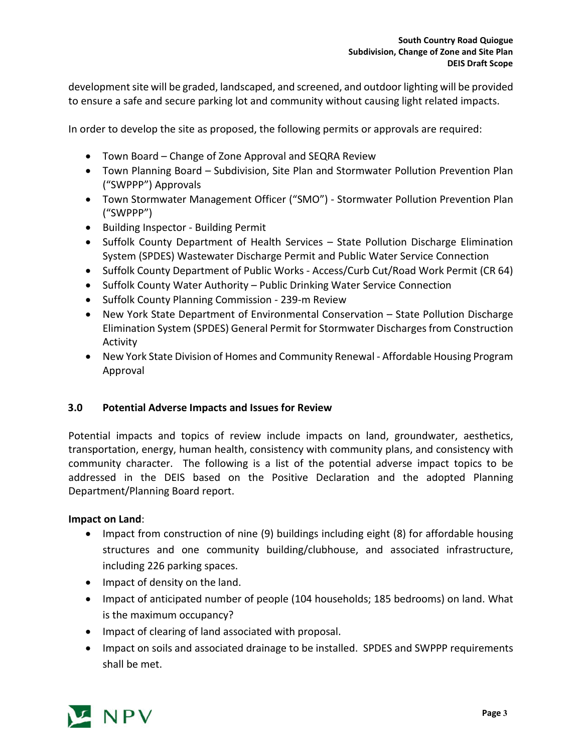development site will be graded, landscaped, and screened, and outdoor lighting will be provided to ensure a safe and secure parking lot and community without causing light related impacts.

In order to develop the site as proposed, the following permits or approvals are required:

- Town Board – Change of Zone Approval and SEQRA Review
- Town Planning Board – Subdivision, Site Plan and Stormwater Pollution Prevention Plan ("SWPPP") Approvals
- Town Stormwater Management Officer ("SMO") - Stormwater Pollution Prevention Plan ("SWPPP")
- Building Inspector - Building Permit
- Suffolk County Department of Health Services – State Pollution Discharge Elimination System (SPDES) Wastewater Discharge Permit and Public Water Service Connection
- Suffolk County Department of Public Works - Access/Curb Cut/Road Work Permit (CR 64)
- Suffolk County Water Authority – Public Drinking Water Service Connection
- Suffolk County Planning Commission - 239-m Review
- New York State Department of Environmental Conservation – State Pollution Discharge Elimination System (SPDES) General Permit for Stormwater Discharges from Construction Activity
- New York State Division of Homes and Community Renewal - Affordable Housing Program Approval

## 3.0 Potential Adverse Impacts and Issues for Review

Potential impacts and topics of review include impacts on land, groundwater, aesthetics, transportation, energy, human health, consistency with community plans, and consistency with community character. The following is a list of the potential adverse impact topics to be addressed in the DEIS based on the Positive Declaration and the adopted Planning Department/Planning Board report.

**Impact on Land**:

- Impact from construction of nine (9) buildings including eight (8) for affordable housing structures and one community building/clubhouse, and associated infrastructure, including 226 parking spaces.
- Impact of density on the land.
- Impact of anticipated number of people (104 households; 185 bedrooms) on land. What is the maximum occupancy?
- Impact of clearing of land associated with proposal.
- Impact on soils and associated drainage to be installed. SPDES and SWPPP requirements shall be met.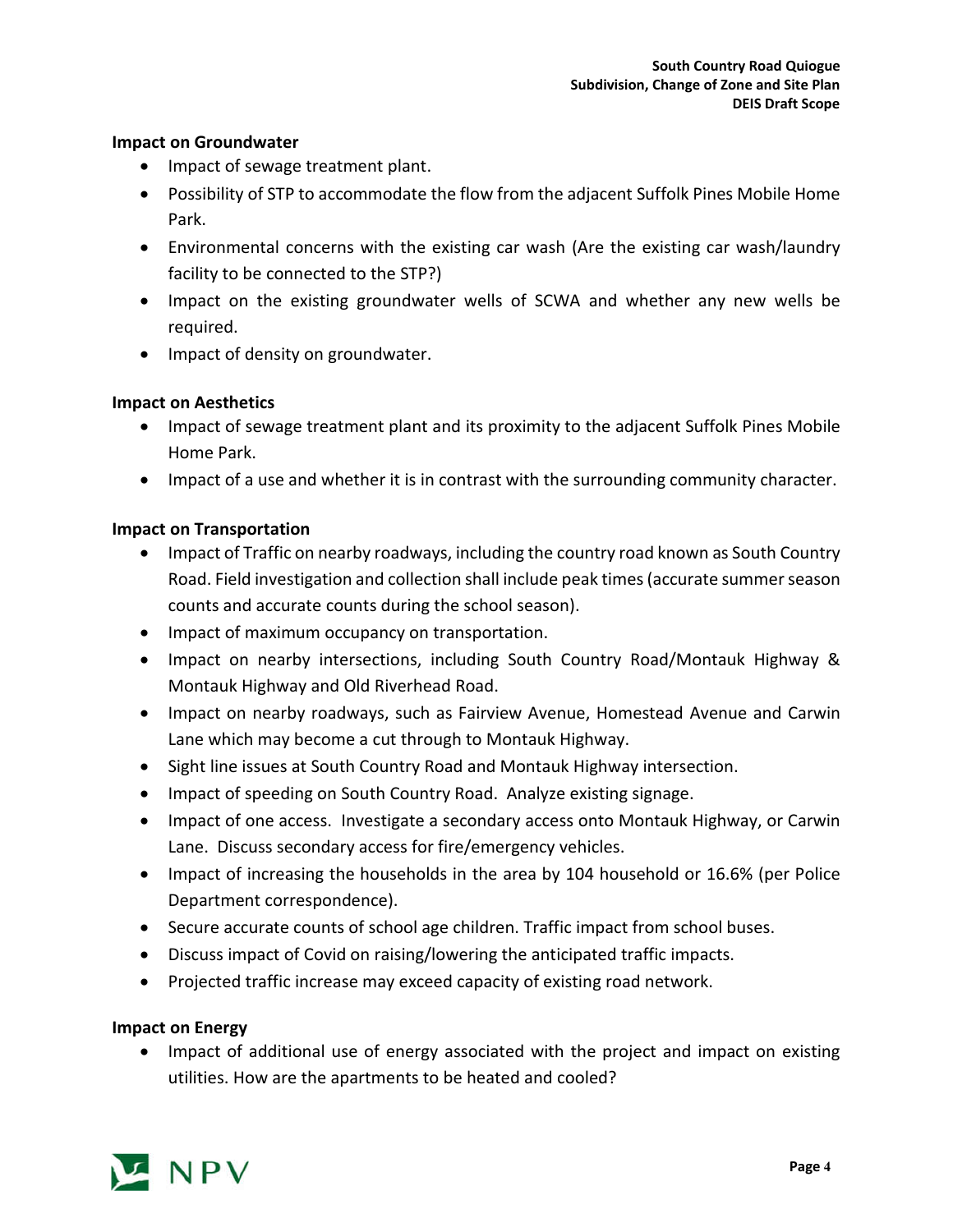**Impact on Groundwater**

- Impact of sewage treatment plant.
- Possibility of STP to accommodate the flow from the adjacent Suffolk Pines Mobile Home Park.
- Environmental concerns with the existing car wash (Are the existing car wash/laundry facility to be connected to the STP?)
- Impact on the existing groundwater wells of SCWA and whether any new wells be required.
- Impact of density on groundwater.

**Impact on Aesthetics**

- Impact of sewage treatment plant and its proximity to the adjacent Suffolk Pines Mobile Home Park.
- Impact of a use and whether it is in contrast with the surrounding community character.

**Impact on Transportation**

- Impact of Traffic on nearby roadways, including the country road known as South Country Road. Field investigation and collection shall include peak times (accurate summer season counts and accurate counts during the school season).
- Impact of maximum occupancy on transportation.
- Impact on nearby intersections, including South Country Road/Montauk Highway & Montauk Highway and Old Riverhead Road.
- Impact on nearby roadways, such as Fairview Avenue, Homestead Avenue and Carwin Lane which may become a cut through to Montauk Highway.
- Sight line issues at South Country Road and Montauk Highway intersection.
- Impact of speeding on South Country Road. Analyze existing signage.
- Impact of one access. Investigate a secondary access onto Montauk Highway, or Carwin Lane. Discuss secondary access for fire/emergency vehicles.
- Impact of increasing the households in the area by 104 household or 16.6% (per Police Department correspondence).
- Secure accurate counts of school age children. Traffic impact from school buses.
- Discuss impact of Covid on raising/lowering the anticipated traffic impacts.
- Projected traffic increase may exceed capacity of existing road network.

**Impact on Energy**

- Impact of additional use of energy associated with the project and impact on existing utilities. How are the apartments to be heated and cooled?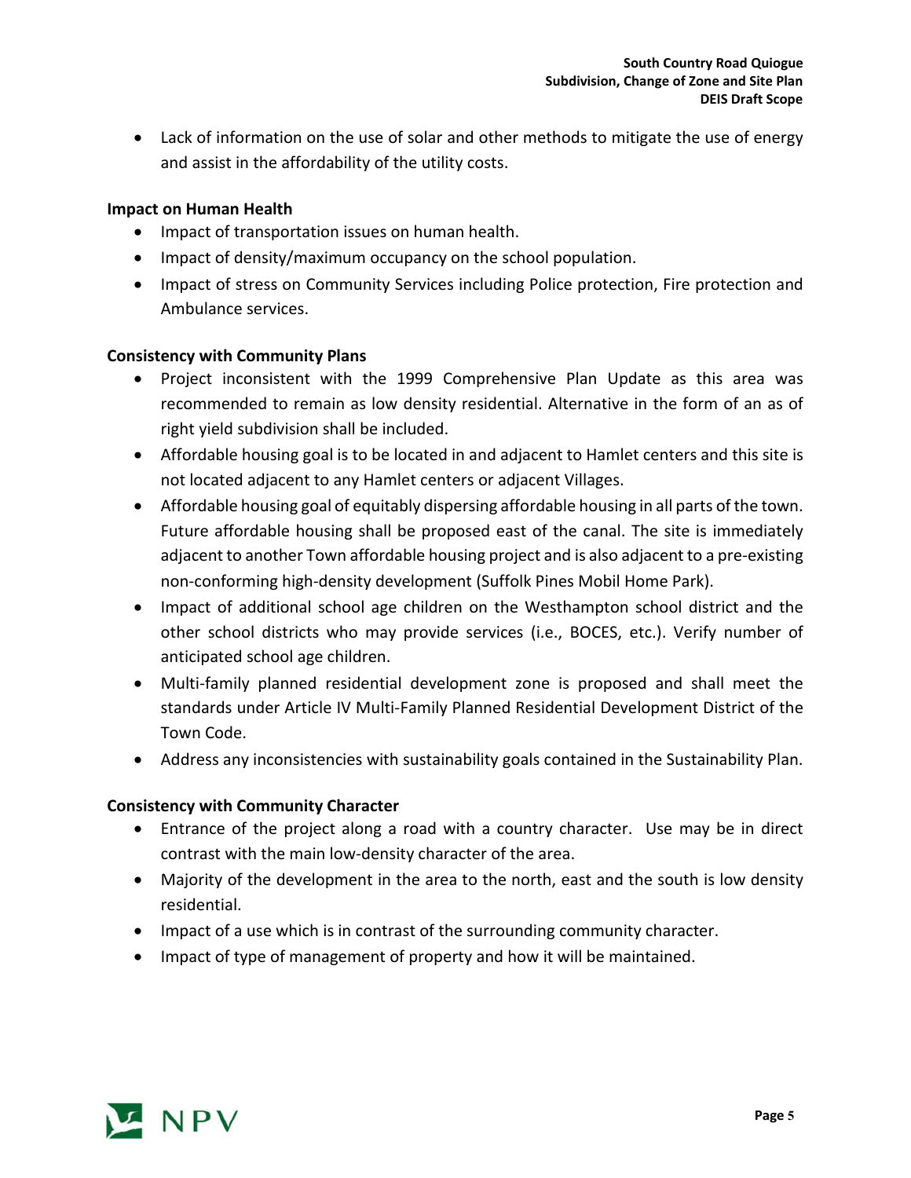- Lack of information on the use of solar and other methods to mitigate the use of energy and assist in the affordability of the utility costs.

**Impact on Human Health**

- Impact of transportation issues on human health.
- Impact of density/maximum occupancy on the school population.
- Impact of stress on Community Services including Police protection, Fire protection and Ambulance services.

**Consistency with Community Plans**

- Project inconsistent with the 1999 Comprehensive Plan Update as this area was recommended to remain as low density residential. Alternative in the form of an as of right yield subdivision shall be included.
- Affordable housing goal is to be located in and adjacent to Hamlet centers and this site is not located adjacent to any Hamlet centers or adjacent Villages.
- Affordable housing goal of equitably dispersing affordable housing in all parts of the town. Future affordable housing shall be proposed east of the canal. The site is immediately adjacent to another Town affordable housing project and is also adjacent to a pre-existing non-conforming high-density development (Suffolk Pines Mobil Home Park).
- Impact of additional school age children on the Westhampton school district and the other school districts who may provide services (i.e., BOCES, etc.). Verify number of anticipated school age children.
- Multi-family planned residential development zone is proposed and shall meet the standards under Article IV Multi-Family Planned Residential Development District of the Town Code.
- Address any inconsistencies with sustainability goals contained in the Sustainability Plan.

**Consistency with Community Character**

- Entrance of the project along a road with a country character. Use may be in direct contrast with the main low-density character of the area.
- Majority of the development in the area to the north, east and the south is low density residential.
- Impact of a use which is in contrast of the surrounding community character.
- Impact of type of management of property and how it will be maintained.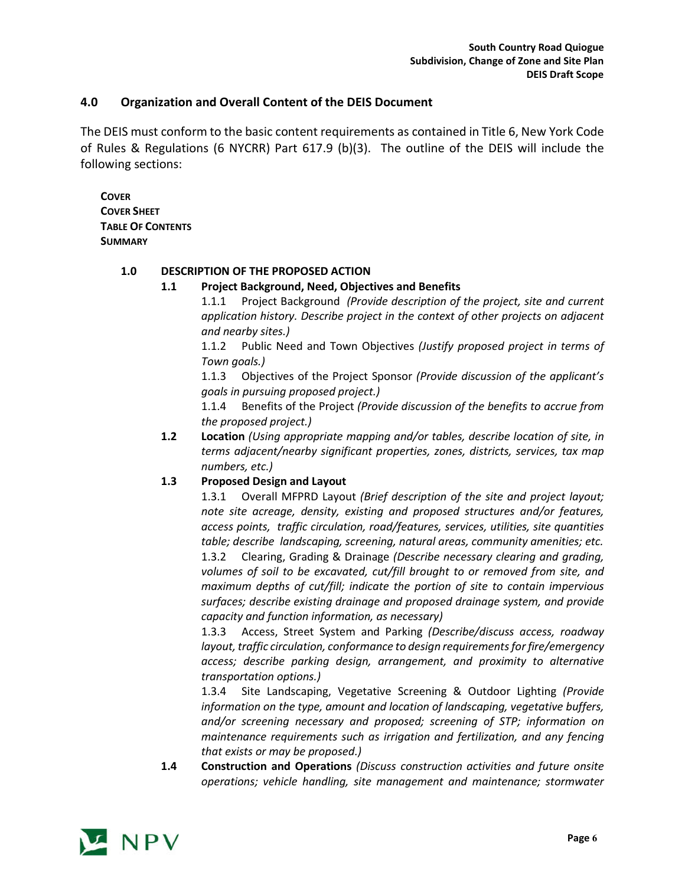## 4.0 Organization and Overall Content of the DEIS Document

The DEIS must conform to the basic content requirements as contained in Title 6, New York Code of Rules & Regulations (6 NYCRR) Part 617.9 (b)(3). The outline of the DEIS will include the following sections:

**COVER**
**COVER SHEET**
**TABLE OF CONTENTS**
**SUMMARY**

**1.0 DESCRIPTION OF THE PROPOSED ACTION**

**1.1 Project Background, Need, Objectives and Benefits**

1.1.1 Project Background *(Provide description of the project, site and current application history. Describe project in the context of other projects on adjacent and nearby sites.)*

1.1.2 Public Need and Town Objectives *(Justify proposed project in terms of Town goals.)*

1.1.3 Objectives of the Project Sponsor *(Provide discussion of the applicant's goals in pursuing proposed project.)*

1.1.4 Benefits of the Project *(Provide discussion of the benefits to accrue from the proposed project.)*

**1.2 Location** *(Using appropriate mapping and/or tables, describe location of site, in terms adjacent/nearby significant properties, zones, districts, services, tax map numbers, etc.)*

**1.3 Proposed Design and Layout**

1.3.1 Overall MFPRD Layout *(Brief description of the site and project layout; note site acreage, density, existing and proposed structures and/or features, access points, traffic circulation, road/features, services, utilities, site quantities table; describe landscaping, screening, natural areas, community amenities; etc.*

1.3.2 Clearing, Grading & Drainage *(Describe necessary clearing and grading, volumes of soil to be excavated, cut/fill brought to or removed from site, and maximum depths of cut/fill; indicate the portion of site to contain impervious surfaces; describe existing drainage and proposed drainage system, and provide capacity and function information, as necessary)*

1.3.3 Access, Street System and Parking *(Describe/discuss access, roadway layout, traffic circulation, conformance to design requirements for fire/emergency access; describe parking design, arrangement, and proximity to alternative transportation options.)*

1.3.4 Site Landscaping, Vegetative Screening & Outdoor Lighting *(Provide information on the type, amount and location of landscaping, vegetative buffers, and/or screening necessary and proposed; screening of STP; information on maintenance requirements such as irrigation and fertilization, and any fencing that exists or may be proposed.)*

**1.4 Construction and Operations** *(Discuss construction activities and future onsite operations; vehicle handling, site management and maintenance; stormwater*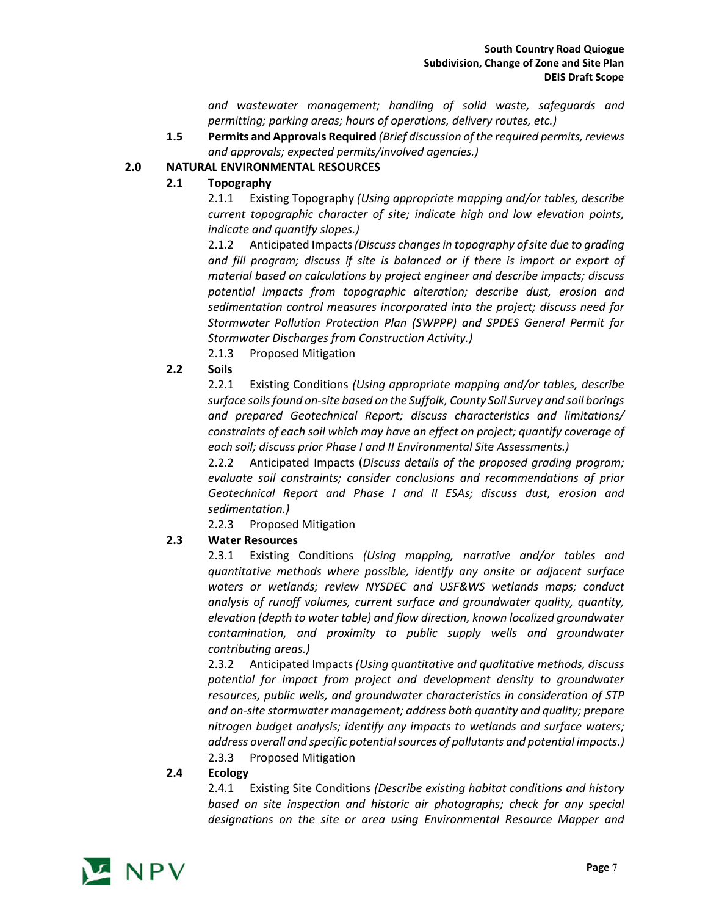*and wastewater management; handling of solid waste, safeguards and permitting; parking areas; hours of operations, delivery routes, etc.)*

**1.5 Permits and Approvals Required** *(Brief discussion of the required permits, reviews and approvals; expected permits/involved agencies.)*

## 2.0 NATURAL ENVIRONMENTAL RESOURCES

### 2.1 Topography

2.1.1 Existing Topography *(Using appropriate mapping and/or tables, describe current topographic character of site; indicate high and low elevation points, indicate and quantify slopes.)*

2.1.2 Anticipated Impacts *(Discuss changes in topography of site due to grading and fill program; discuss if site is balanced or if there is import or export of material based on calculations by project engineer and describe impacts; discuss potential impacts from topographic alteration; describe dust, erosion and sedimentation control measures incorporated into the project; discuss need for Stormwater Pollution Protection Plan (SWPPP) and SPDES General Permit for Stormwater Discharges from Construction Activity.)*

2.1.3 Proposed Mitigation

### 2.2 Soils

2.2.1 Existing Conditions *(Using appropriate mapping and/or tables, describe surface soils found on-site based on the Suffolk, County Soil Survey and soil borings and prepared Geotechnical Report; discuss characteristics and limitations/ constraints of each soil which may have an effect on project; quantify coverage of each soil; discuss prior Phase I and II Environmental Site Assessments.)*

2.2.2 Anticipated Impacts (*Discuss details of the proposed grading program; evaluate soil constraints; consider conclusions and recommendations of prior Geotechnical Report and Phase I and II ESAs; discuss dust, erosion and sedimentation.)*

2.2.3 Proposed Mitigation

### 2.3 Water Resources

2.3.1 Existing Conditions *(Using mapping, narrative and/or tables and quantitative methods where possible, identify any onsite or adjacent surface waters or wetlands; review NYSDEC and USF&WS wetlands maps; conduct analysis of runoff volumes, current surface and groundwater quality, quantity, elevation (depth to water table) and flow direction, known localized groundwater contamination, and proximity to public supply wells and groundwater contributing areas.)*

2.3.2 Anticipated Impacts *(Using quantitative and qualitative methods, discuss potential for impact from project and development density to groundwater resources, public wells, and groundwater characteristics in consideration of STP and on-site stormwater management; address both quantity and quality; prepare nitrogen budget analysis; identify any impacts to wetlands and surface waters; address overall and specific potential sources of pollutants and potential impacts.)*

2.3.3 Proposed Mitigation

### 2.4 Ecology

2.4.1 Existing Site Conditions *(Describe existing habitat conditions and history based on site inspection and historic air photographs; check for any special designations on the site or area using Environmental Resource Mapper and*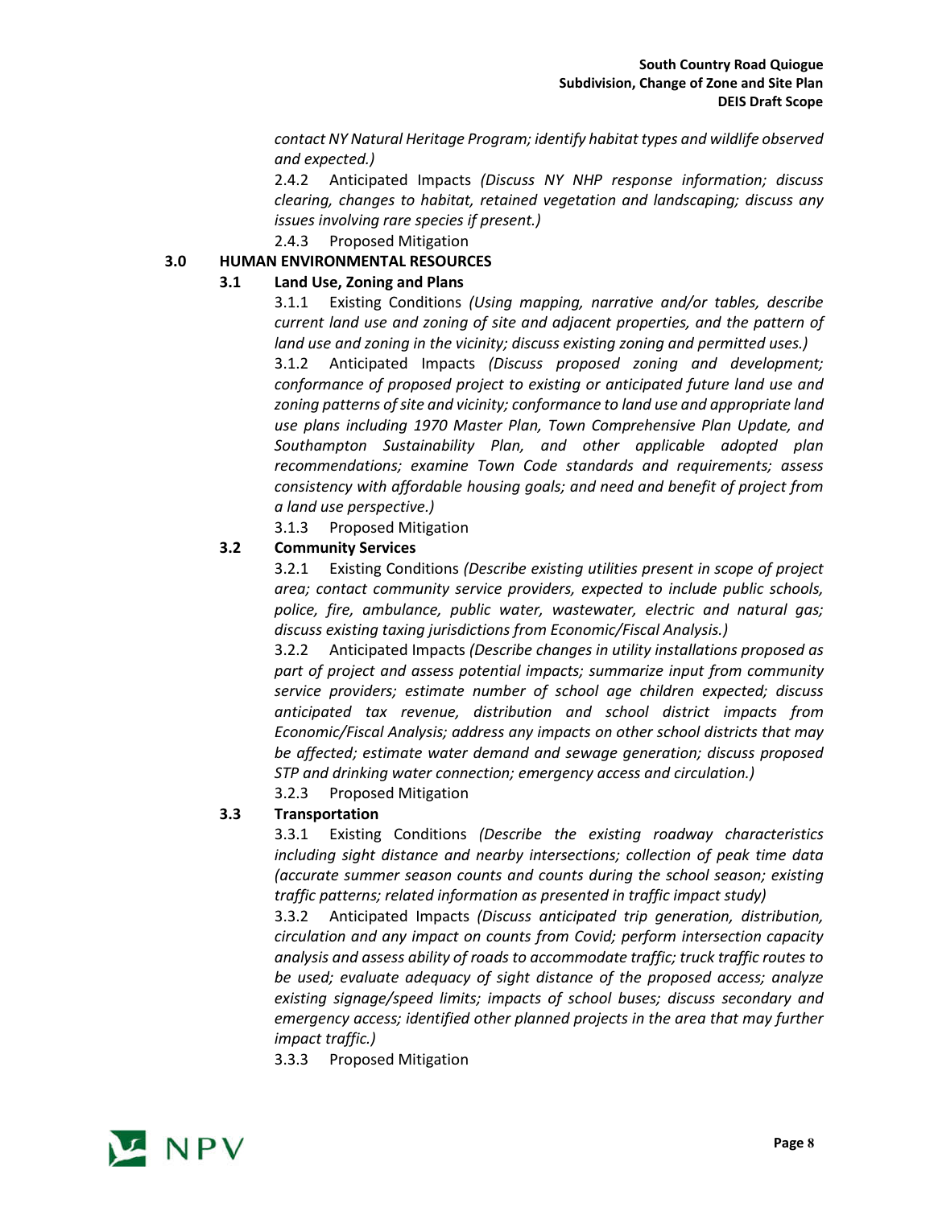*contact NY Natural Heritage Program; identify habitat types and wildlife observed and expected.)*

2.4.2 Anticipated Impacts *(Discuss NY NHP response information; discuss clearing, changes to habitat, retained vegetation and landscaping; discuss any issues involving rare species if present.)*

2.4.3 Proposed Mitigation

## 3.0 HUMAN ENVIRONMENTAL RESOURCES

### 3.1 Land Use, Zoning and Plans

3.1.1 Existing Conditions *(Using mapping, narrative and/or tables, describe current land use and zoning of site and adjacent properties, and the pattern of land use and zoning in the vicinity; discuss existing zoning and permitted uses.)*

3.1.2 Anticipated Impacts *(Discuss proposed zoning and development; conformance of proposed project to existing or anticipated future land use and zoning patterns of site and vicinity; conformance to land use and appropriate land use plans including 1970 Master Plan, Town Comprehensive Plan Update, and Southampton Sustainability Plan, and other applicable adopted plan recommendations; examine Town Code standards and requirements; assess consistency with affordable housing goals; and need and benefit of project from a land use perspective.)*

3.1.3 Proposed Mitigation

### 3.2 Community Services

3.2.1 Existing Conditions *(Describe existing utilities present in scope of project area; contact community service providers, expected to include public schools, police, fire, ambulance, public water, wastewater, electric and natural gas; discuss existing taxing jurisdictions from Economic/Fiscal Analysis.)*

3.2.2 Anticipated Impacts *(Describe changes in utility installations proposed as part of project and assess potential impacts; summarize input from community service providers; estimate number of school age children expected; discuss anticipated tax revenue, distribution and school district impacts from Economic/Fiscal Analysis; address any impacts on other school districts that may be affected; estimate water demand and sewage generation; discuss proposed STP and drinking water connection; emergency access and circulation.)*

3.2.3 Proposed Mitigation

### 3.3 Transportation

3.3.1 Existing Conditions *(Describe the existing roadway characteristics including sight distance and nearby intersections; collection of peak time data (accurate summer season counts and counts during the school season; existing traffic patterns; related information as presented in traffic impact study)*

3.3.2 Anticipated Impacts *(Discuss anticipated trip generation, distribution, circulation and any impact on counts from Covid; perform intersection capacity analysis and assess ability of roads to accommodate traffic; truck traffic routes to be used; evaluate adequacy of sight distance of the proposed access; analyze existing signage/speed limits; impacts of school buses; discuss secondary and emergency access; identified other planned projects in the area that may further impact traffic.)*

3.3.3 Proposed Mitigation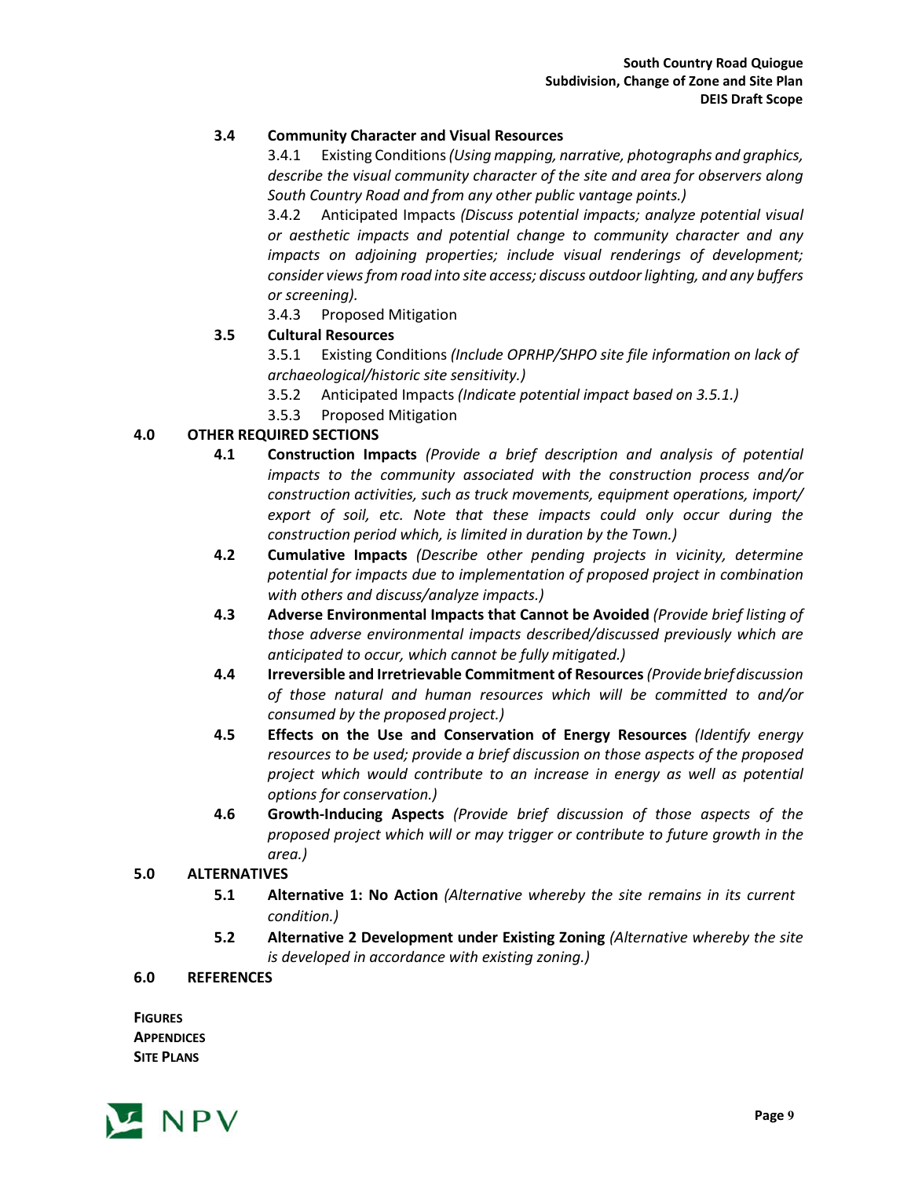### 3.4 Community Character and Visual Resources

3.4.1 Existing Conditions *(Using mapping, narrative, photographs and graphics, describe the visual community character of the site and area for observers along South Country Road and from any other public vantage points.)*

3.4.2 Anticipated Impacts *(Discuss potential impacts; analyze potential visual or aesthetic impacts and potential change to community character and any impacts on adjoining properties; include visual renderings of development; consider views from road into site access; discuss outdoor lighting, and any buffers or screening).*

3.4.3 Proposed Mitigation

### 3.5 Cultural Resources

3.5.1 Existing Conditions *(Include OPRHP/SHPO site file information on lack of archaeological/historic site sensitivity.)*

3.5.2 Anticipated Impacts *(Indicate potential impact based on 3.5.1.)*

3.5.3 Proposed Mitigation

## 4.0 OTHER REQUIRED SECTIONS

**4.1 Construction Impacts** *(Provide a brief description and analysis of potential impacts to the community associated with the construction process and/or construction activities, such as truck movements, equipment operations, import/ export of soil, etc. Note that these impacts could only occur during the construction period which, is limited in duration by the Town.)*

**4.2 Cumulative Impacts** *(Describe other pending projects in vicinity, determine potential for impacts due to implementation of proposed project in combination with others and discuss/analyze impacts.)*

**4.3 Adverse Environmental Impacts that Cannot be Avoided** *(Provide brief listing of those adverse environmental impacts described/discussed previously which are anticipated to occur, which cannot be fully mitigated.)*

**4.4 Irreversible and Irretrievable Commitment of Resources** *(Provide brief discussion of those natural and human resources which will be committed to and/or consumed by the proposed project.)*

**4.5 Effects on the Use and Conservation of Energy Resources** *(Identify energy resources to be used; provide a brief discussion on those aspects of the proposed project which would contribute to an increase in energy as well as potential options for conservation.)*

**4.6 Growth-Inducing Aspects** *(Provide brief discussion of those aspects of the proposed project which will or may trigger or contribute to future growth in the area.)*

## 5.0 ALTERNATIVES

**5.1 Alternative 1: No Action** *(Alternative whereby the site remains in its current condition.)*

**5.2 Alternative 2 Development under Existing Zoning** *(Alternative whereby the site is developed in accordance with existing zoning.)*

## 6.0 REFERENCES

**FIGURES**
**APPENDICES**
**SITE PLANS**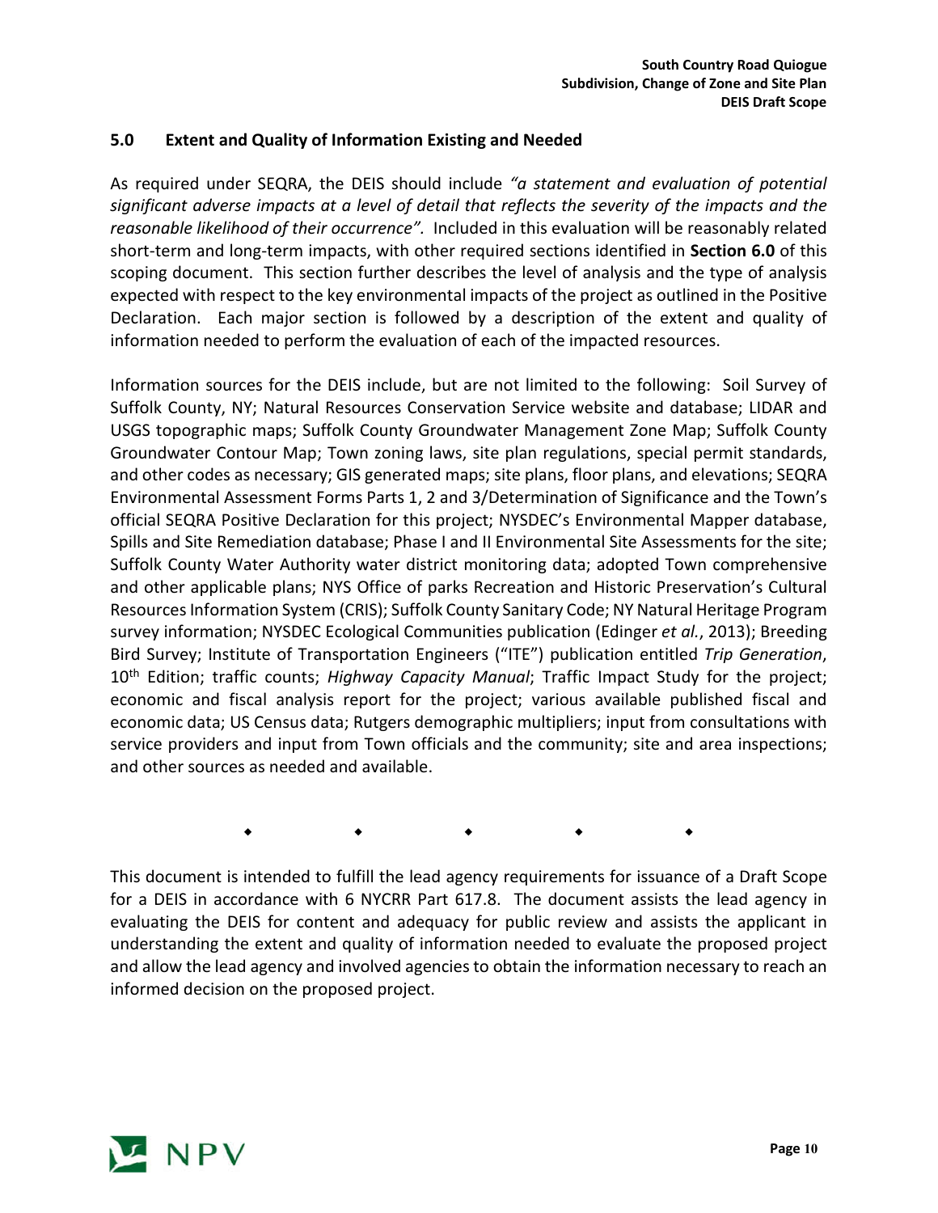## 5.0 Extent and Quality of Information Existing and Needed

As required under SEQRA, the DEIS should include *"a statement and evaluation of potential significant adverse impacts at a level of detail that reflects the severity of the impacts and the reasonable likelihood of their occurrence".* Included in this evaluation will be reasonably related short-term and long-term impacts, with other required sections identified in **Section 6.0** of this scoping document. This section further describes the level of analysis and the type of analysis expected with respect to the key environmental impacts of the project as outlined in the Positive Declaration. Each major section is followed by a description of the extent and quality of information needed to perform the evaluation of each of the impacted resources.

Information sources for the DEIS include, but are not limited to the following: Soil Survey of Suffolk County, NY; Natural Resources Conservation Service website and database; LIDAR and USGS topographic maps; Suffolk County Groundwater Management Zone Map; Suffolk County Groundwater Contour Map; Town zoning laws, site plan regulations, special permit standards, and other codes as necessary; GIS generated maps; site plans, floor plans, and elevations; SEQRA Environmental Assessment Forms Parts 1, 2 and 3/Determination of Significance and the Town's official SEQRA Positive Declaration for this project; NYSDEC's Environmental Mapper database, Spills and Site Remediation database; Phase I and II Environmental Site Assessments for the site; Suffolk County Water Authority water district monitoring data; adopted Town comprehensive and other applicable plans; NYS Office of parks Recreation and Historic Preservation's Cultural Resources Information System (CRIS); Suffolk County Sanitary Code; NY Natural Heritage Program survey information; NYSDEC Ecological Communities publication (Edinger *et al.*, 2013); Breeding Bird Survey; Institute of Transportation Engineers ("ITE") publication entitled *Trip Generation*, 10th Edition; traffic counts; *Highway Capacity Manual*; Traffic Impact Study for the project; economic and fiscal analysis report for the project; various available published fiscal and economic data; US Census data; Rutgers demographic multipliers; input from consultations with service providers and input from Town officials and the community; site and area inspections; and other sources as needed and available.

◆ ◆ ◆ ◆ ◆

This document is intended to fulfill the lead agency requirements for issuance of a Draft Scope for a DEIS in accordance with 6 NYCRR Part 617.8. The document assists the lead agency in evaluating the DEIS for content and adequacy for public review and assists the applicant in understanding the extent and quality of information needed to evaluate the proposed project and allow the lead agency and involved agencies to obtain the information necessary to reach an informed decision on the proposed project.